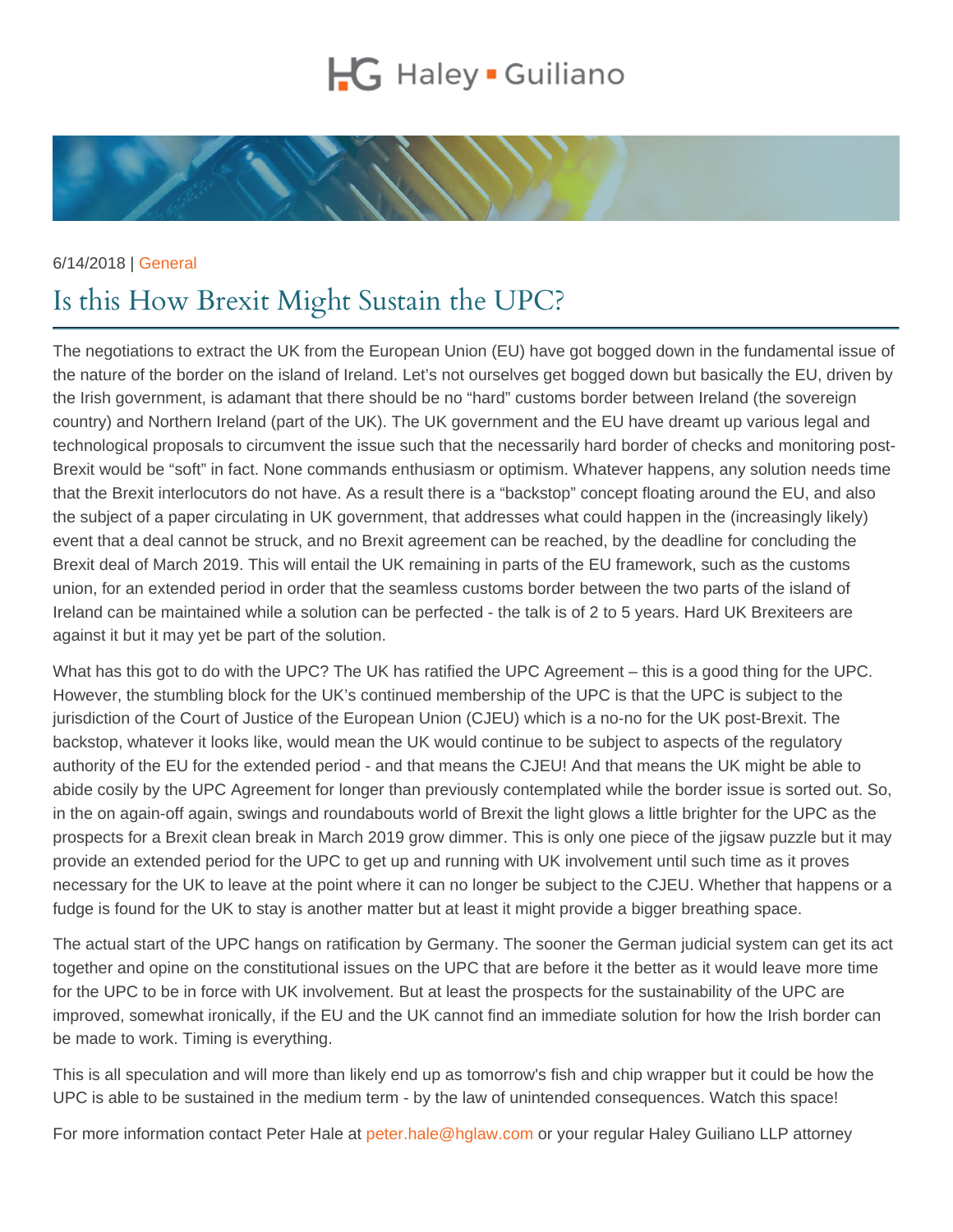Haley ▪ Guiliano

6/14/2018 | General

# Is this How Brexit Might Sustain the UPC?

The negotiations to extract the UK from the European Union (EU) have got bogged down in the fundamental issue of the nature of the border on the island of Ireland. Let's not ourselves get bogged down but basically the EU, driven by the Irish government, is adamant that there should be no "hard" customs border between Ireland (the sovereign country) and Northern Ireland (part of the UK). The UK government and the EU have dreamt up various legal and technological proposals to circumvent the issue such that the necessarily hard border of checks and monitoring post-Brexit would be "soft" in fact. None commands enthusiasm or optimism. Whatever happens, any solution needs time that the Brexit interlocutors do not have. As a result there is a "backstop" concept floating around the EU, and also the subject of a paper circulating in UK government, that addresses what could happen in the (increasingly likely) event that a deal cannot be struck, and no Brexit agreement can be reached, by the deadline for concluding the Brexit deal of March 2019. This will entail the UK remaining in parts of the EU framework, such as the customs union, for an extended period in order that the seamless customs border between the two parts of the island of Ireland can be maintained while a solution can be perfected - the talk is of 2 to 5 years. Hard UK Brexiteers are against it but it may yet be part of the solution.

What has this got to do with the UPC? The UK has ratified the UPC Agreement – this is a good thing for the UPC. However, the stumbling block for the UK's continued membership of the UPC is that the UPC is subject to the jurisdiction of the Court of Justice of the European Union (CJEU) which is a no-no for the UK post-Brexit. The backstop, whatever it looks like, would mean the UK would continue to be subject to aspects of the regulatory authority of the EU for the extended period - and that means the CJEU! And that means the UK might be able to abide cosily by the UPC Agreement for longer than previously contemplated while the border issue is sorted out. So, in the on again-off again, swings and roundabouts world of Brexit the light glows a little brighter for the UPC as the prospects for a Brexit clean break in March 2019 grow dimmer. This is only one piece of the jigsaw puzzle but it may provide an extended period for the UPC to get up and running with UK involvement until such time as it proves necessary for the UK to leave at the point where it can no longer be subject to the CJEU. Whether that happens or a fudge is found for the UK to stay is another matter but at least it might provide a bigger breathing space.

The actual start of the UPC hangs on ratification by Germany. The sooner the German judicial system can get its act together and opine on the constitutional issues on the UPC that are before it the better as it would leave more time for the UPC to be in force with UK involvement. But at least the prospects for the sustainability of the UPC are improved, somewhat ironically, if the EU and the UK cannot find an immediate solution for how the Irish border can be made to work. Timing is everything.

This is all speculation and will more than likely end up as tomorrow's fish and chip wrapper but it could be how the UPC is able to be sustained in the medium term - by the law of unintended consequences. Watch this space!

For more information contact Peter Hale at peter.hale@hglaw.com or your regular Haley Guiliano LLP attorney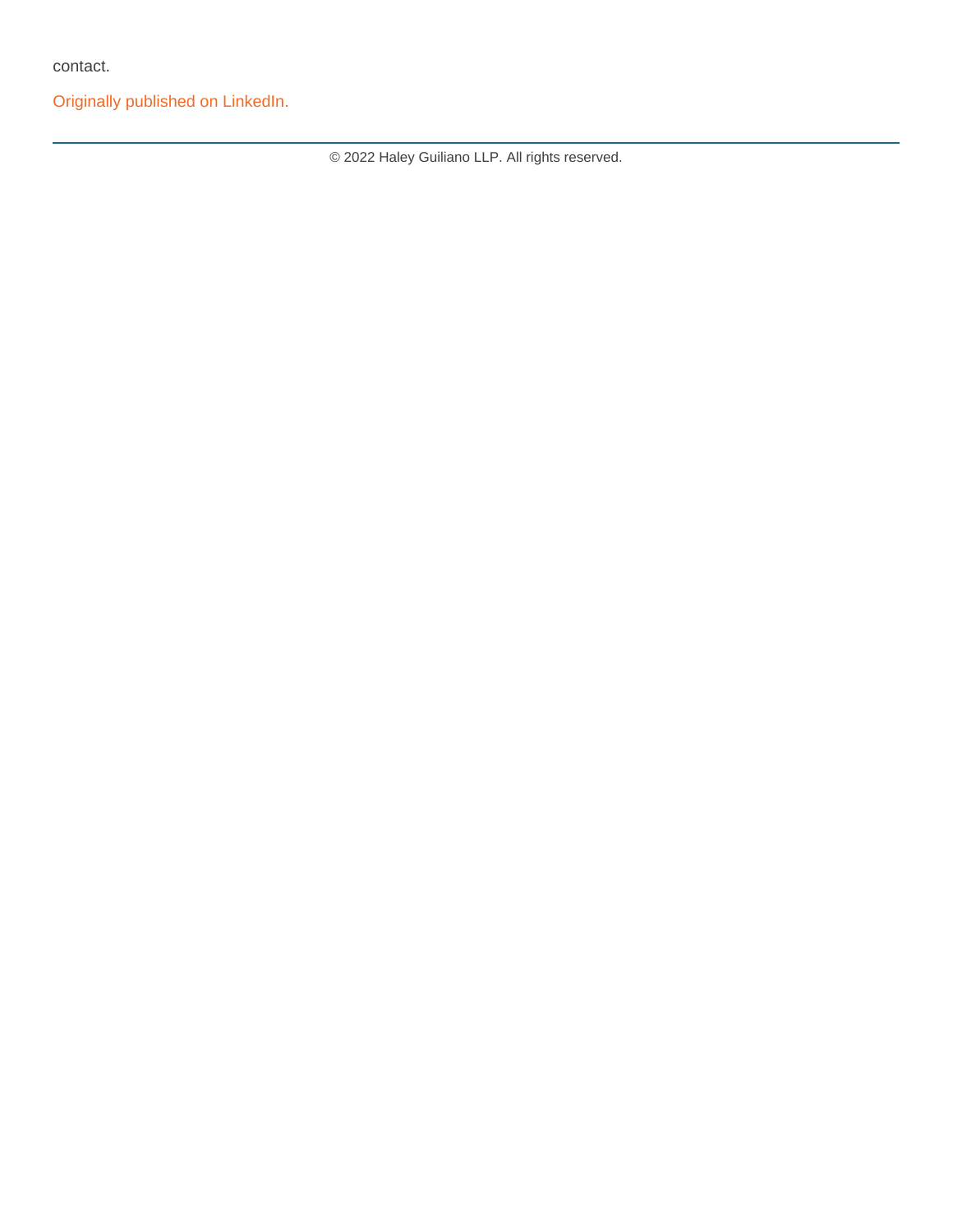contact.

Originally published on LinkedIn.

---

© 2022 Haley Guiliano LLP. All rights reserved.